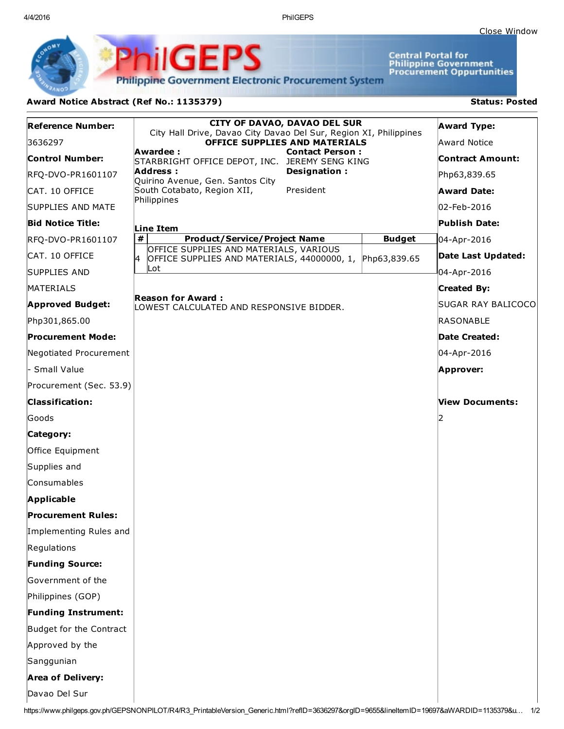Close Window

PhilGEPS

Philippine Government Electronic Procurement System

Central Portal for Philippine Government Procurement Oppurtunities

**Award Notice Abstract (Ref No.: 1135379)**

**Status: Posted**

**Reference Number:**
3636297

**Control Number:**
RFQ-DVO-PR1601107 CAT. 10 OFFICE SUPPLIES AND MATE

**Bid Notice Title:**
RFQ-DVO-PR1601107 CAT. 10 OFFICE SUPPLIES AND MATERIALS

**Approved Budget:**
Php301,865.00

**Procurement Mode:**
Negotiated Procurement - Small Value Procurement (Sec. 53.9)

**Classification:**
Goods

**Category:**
Office Equipment Supplies and Consumables

**Applicable Procurement Rules:**
Implementing Rules and Regulations

**Funding Source:**
Government of the Philippines (GOP)

**Funding Instrument:**
Budget for the Contract Approved by the Sanggunian

**Area of Delivery:**
Davao Del Sur

**CITY OF DAVAO, DAVAO DEL SUR**
City Hall Drive, Davao City Davao Del Sur, Region XI, Philippines
**OFFICE SUPPLIES AND MATERIALS**

**Awardee :**
STARBRIGHT OFFICE DEPOT, INC.

**Address :**
Quirino Avenue, Gen. Santos City South Cotabato, Region XII, Philippines

**Contact Person :**
JEREMY SENG KING

**Designation :**
President

**Line Item**

| # | Product/Service/Project Name | Budget |
|---|---|---|
| 4 | OFFICE SUPPLIES AND MATERIALS, VARIOUS OFFICE SUPPLIES AND MATERIALS, 44000000, 1, Lot | Php63,839.65 |

**Reason for Award :**
LOWEST CALCULATED AND RESPONSIVE BIDDER.

**Award Type:**
Award Notice

**Contract Amount:**
Php63,839.65

**Award Date:**
02-Feb-2016

**Publish Date:**
04-Apr-2016

**Date Last Updated:**
04-Apr-2016

**Created By:**
SUGAR RAY BALICOCO RASONABLE

**Date Created:**
04-Apr-2016

**Approver:**

**View Documents:**
2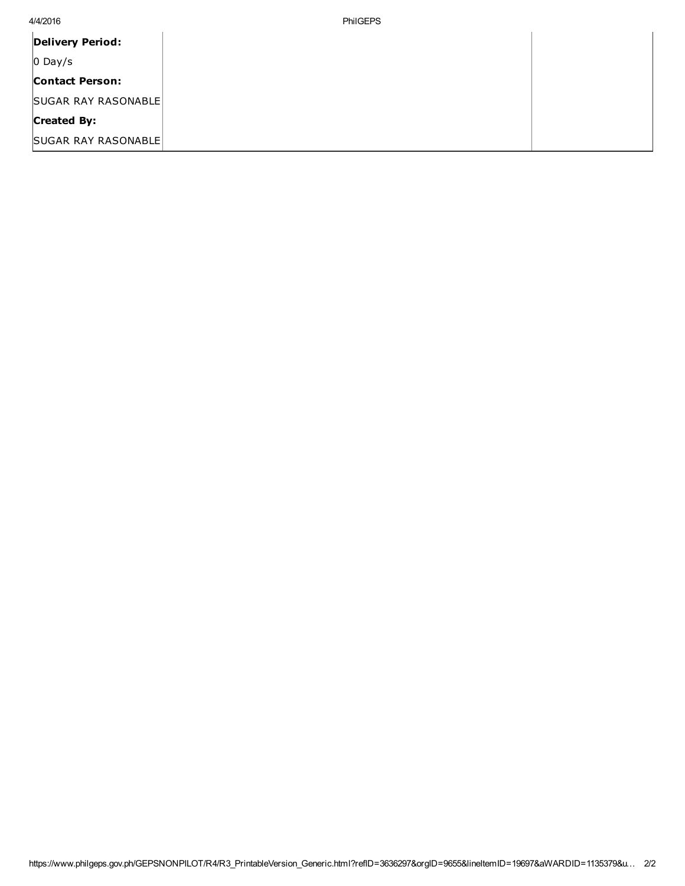| | | |
|---|---|---|
| **Delivery Period:** | | |
| 0 Day/s | | |
| **Contact Person:** | | |
| SUGAR RAY RASONABLE | | |
| **Created By:** | | |
| SUGAR RAY RASONABLE | | |